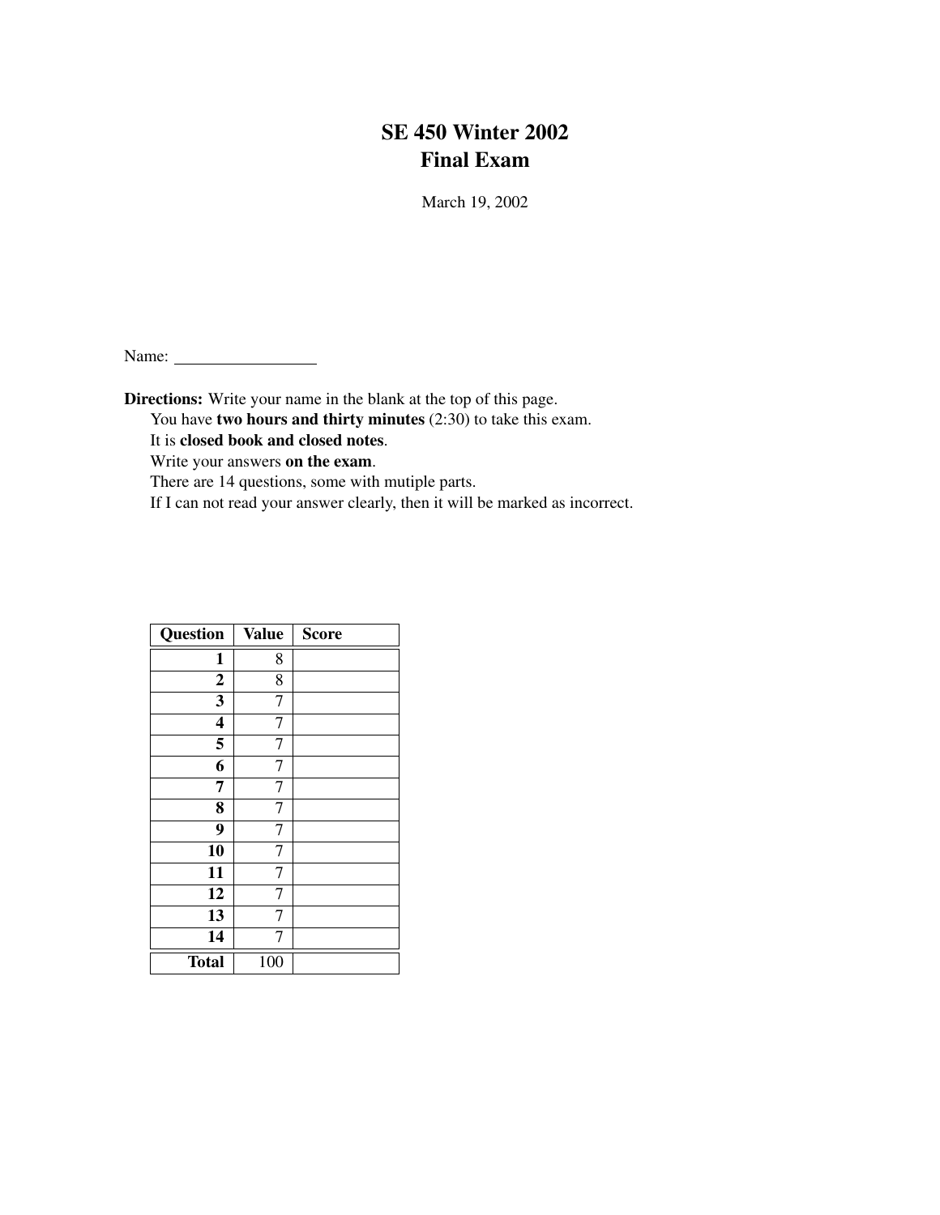# SE 450 Winter 2002
# Final Exam

March 19, 2002

Name: ________________

**Directions:** Write your name in the blank at the top of this page.
You have **two hours and thirty minutes** (2:30) to take this exam.
It is **closed book and closed notes**.
Write your answers **on the exam**.
There are 14 questions, some with mutiple parts.
If I can not read your answer clearly, then it will be marked as incorrect.

| Question | Value | Score |
|---:|---:|---|
| **1** | 8 | |
| **2** | 8 | |
| **3** | 7 | |
| **4** | 7 | |
| **5** | 7 | |
| **6** | 7 | |
| **7** | 7 | |
| **8** | 7 | |
| **9** | 7 | |
| **10** | 7 | |
| **11** | 7 | |
| **12** | 7 | |
| **13** | 7 | |
| **14** | 7 | |
| **Total** | 100 | |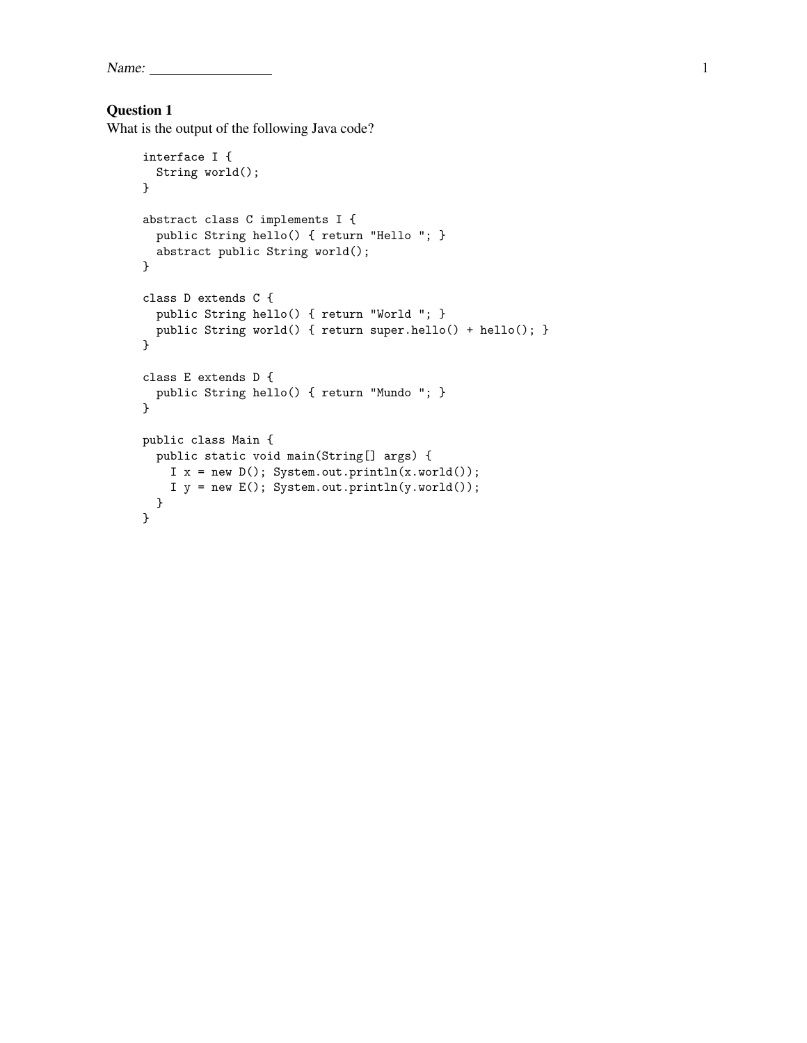Name: ________________

**Question 1**
What is the output of the following Java code?

```
interface I {
  String world();
}

abstract class C implements I {
  public String hello() { return "Hello "; }
  abstract public String world();
}

class D extends C {
  public String hello() { return "World "; }
  public String world() { return super.hello() + hello(); }
}

class E extends D {
  public String hello() { return "Mundo "; }
}

public class Main {
  public static void main(String[] args) {
    I x = new D(); System.out.println(x.world());
    I y = new E(); System.out.println(y.world());
  }
}
```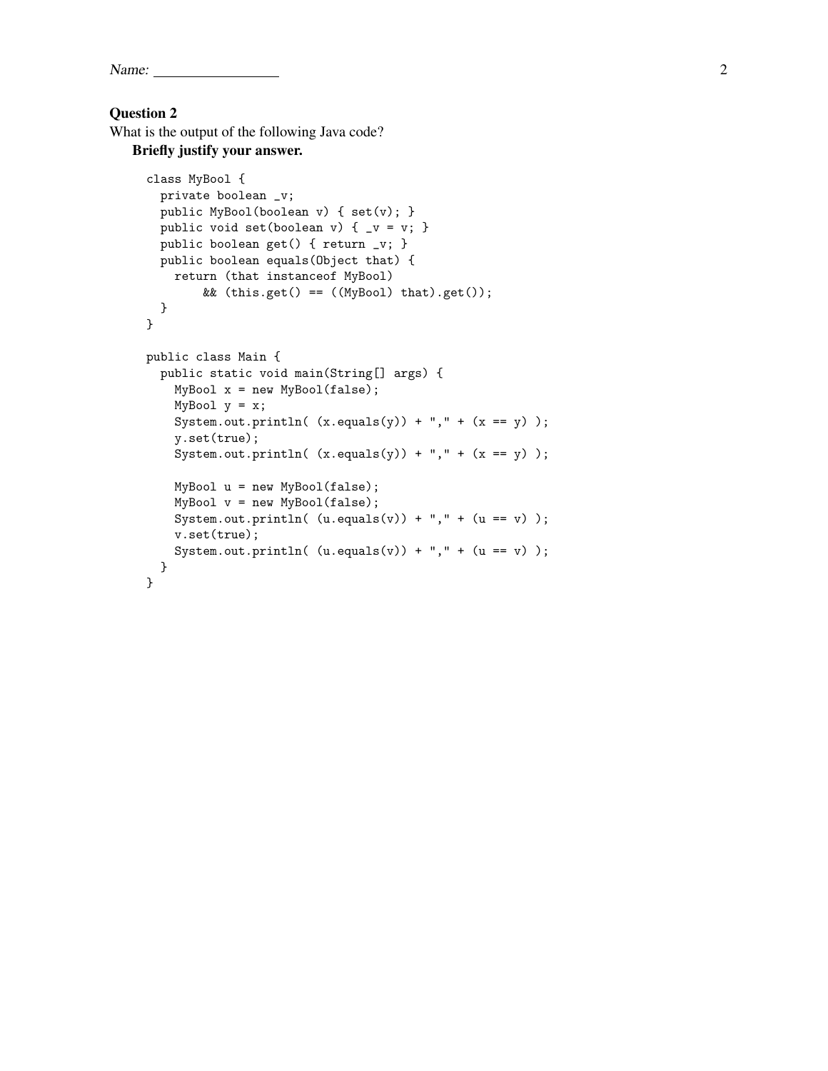Name: ________________

### Question 2

What is the output of the following Java code?

**Briefly justify your answer.**

```
class MyBool {
  private boolean _v;
  public MyBool(boolean v) { set(v); }
  public void set(boolean v) { _v = v; }
  public boolean get() { return _v; }
  public boolean equals(Object that) {
    return (that instanceof MyBool)
        && (this.get() == ((MyBool) that).get());
  }
}

public class Main {
  public static void main(String[] args) {
    MyBool x = new MyBool(false);
    MyBool y = x;
    System.out.println( (x.equals(y)) + "," + (x == y) );
    y.set(true);
    System.out.println( (x.equals(y)) + "," + (x == y) );

    MyBool u = new MyBool(false);
    MyBool v = new MyBool(false);
    System.out.println( (u.equals(v)) + "," + (u == v) );
    v.set(true);
    System.out.println( (u.equals(v)) + "," + (u == v) );
  }
}
```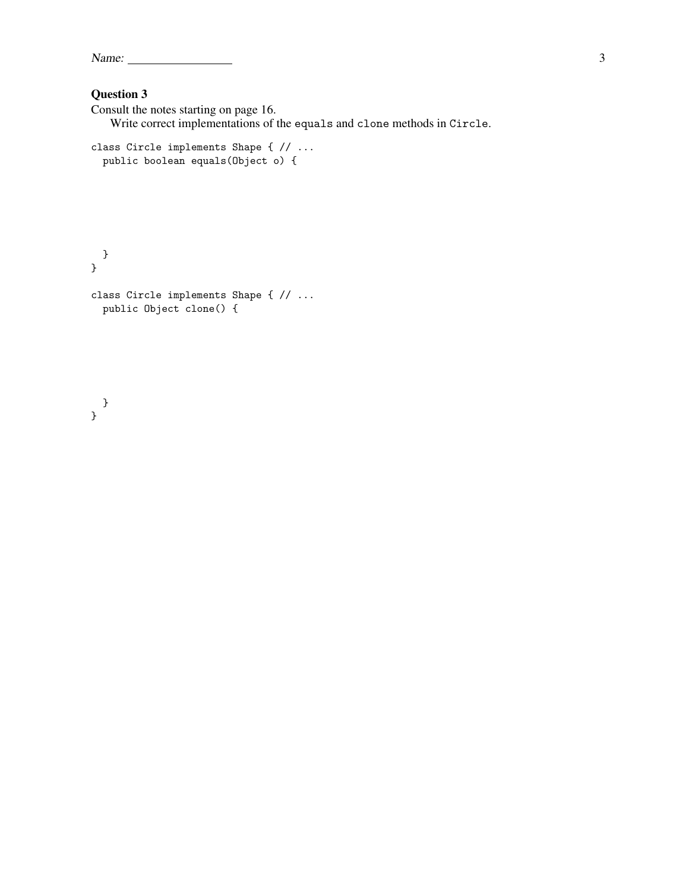### Question 3

Consult the notes starting on page 16.

Write correct implementations of the `equals` and `clone` methods in `Circle`.

```
class Circle implements Shape { // ...
  public boolean equals(Object o) {







  }
}
```

```
class Circle implements Shape { // ...
  public Object clone() {







  }
}
```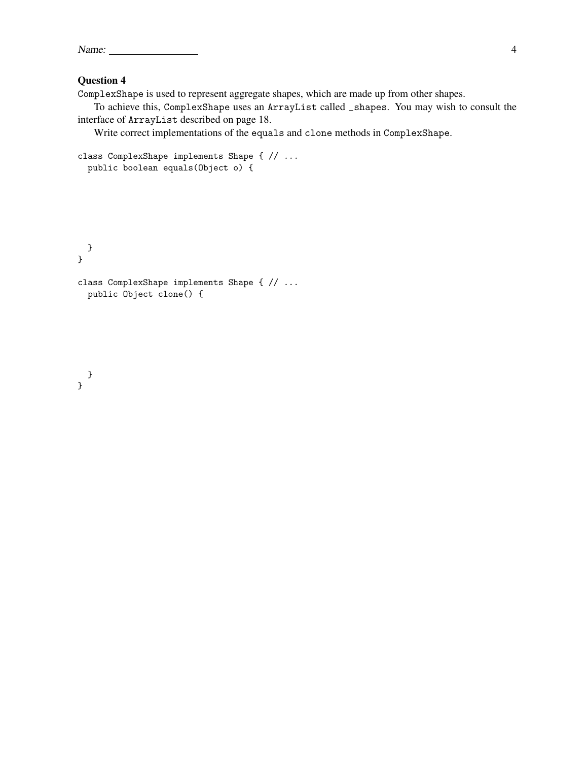Name: ________________

### Question 4

ComplexShape is used to represent aggregate shapes, which are made up from other shapes.

To achieve this, ComplexShape uses an ArrayList called _shapes. You may wish to consult the interface of ArrayList described on page 18.

Write correct implementations of the equals and clone methods in ComplexShape.

```
class ComplexShape implements Shape { // ...
  public boolean equals(Object o) {






  }
}
```

```
class ComplexShape implements Shape { // ...
  public Object clone() {






  }
}
```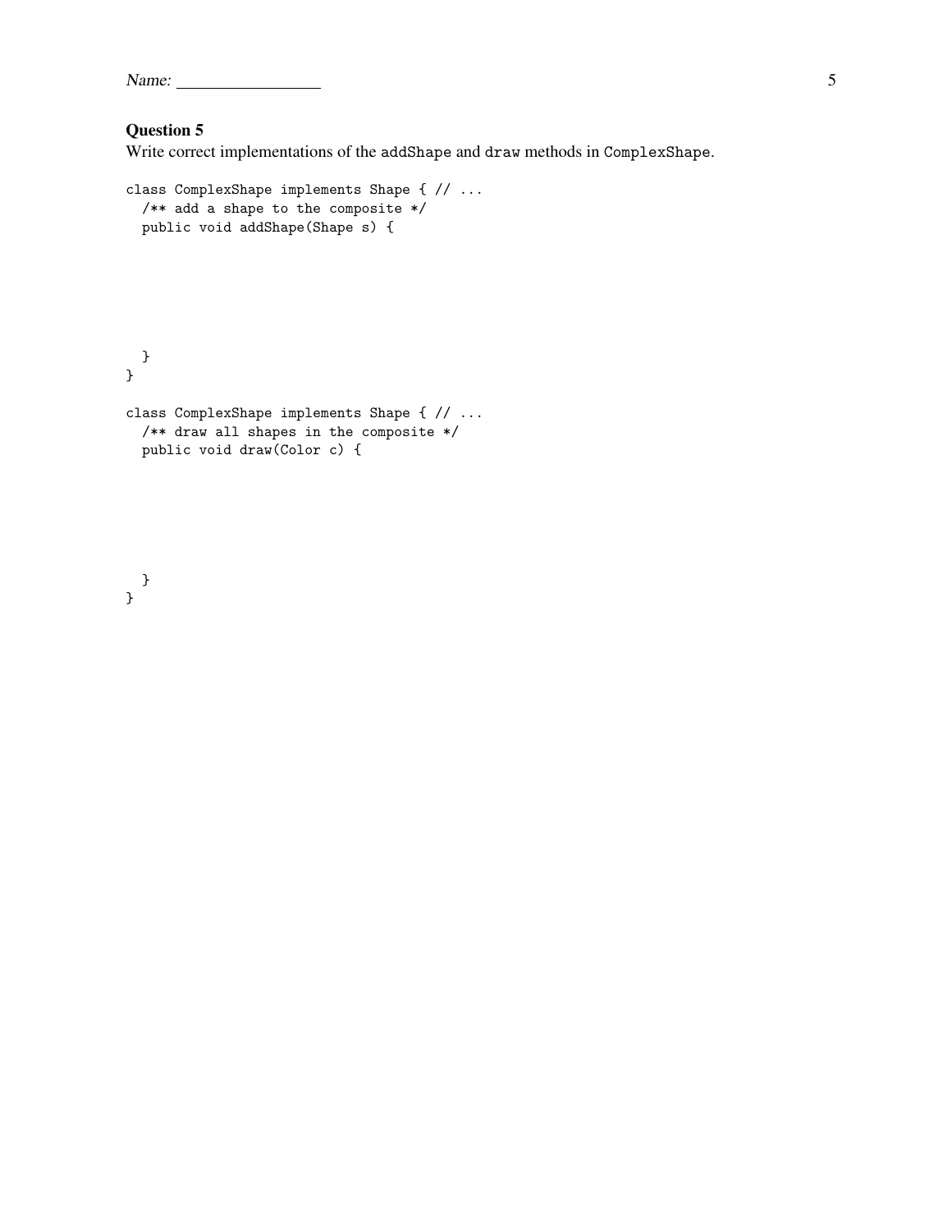## Question 5

Write correct implementations of the `addShape` and `draw` methods in `ComplexShape`.

```
class ComplexShape implements Shape { // ...
  /** add a shape to the composite */
  public void addShape(Shape s) {







  }
}

class ComplexShape implements Shape { // ...
  /** draw all shapes in the composite */
  public void draw(Color c) {







  }
}
```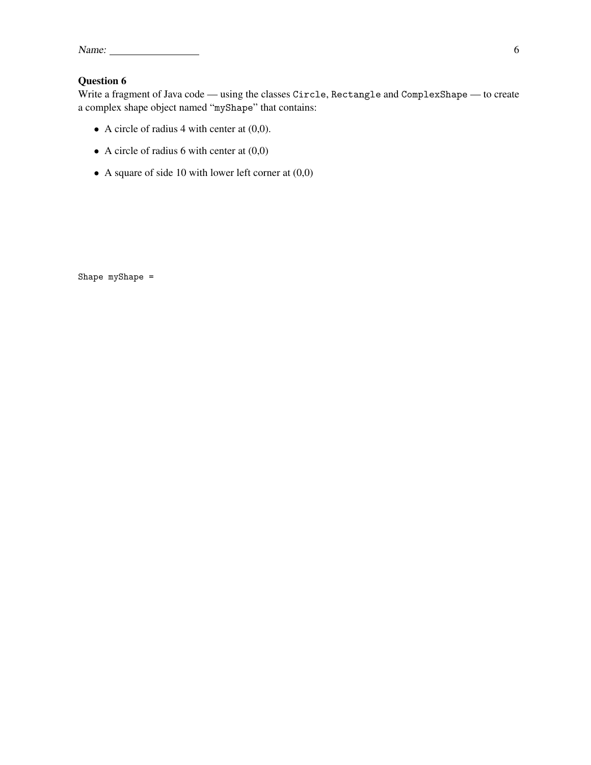### Question 6

Write a fragment of Java code — using the classes `Circle`, `Rectangle` and `ComplexShape` — to create a complex shape object named "`myShape`" that contains:

- A circle of radius 4 with center at (0,0).
- A circle of radius 6 with center at (0,0)
- A square of side 10 with lower left corner at (0,0)

```
Shape myShape =
```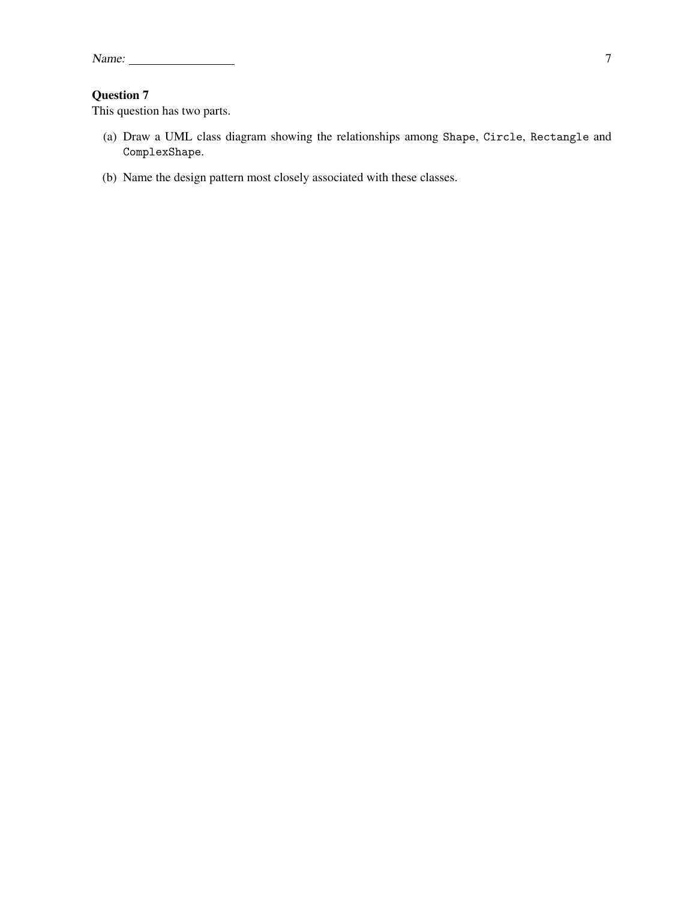**Question 7**
This question has two parts.

(a) Draw a UML class diagram showing the relationships among `Shape`, `Circle`, `Rectangle` and `ComplexShape`.

(b) Name the design pattern most closely associated with these classes.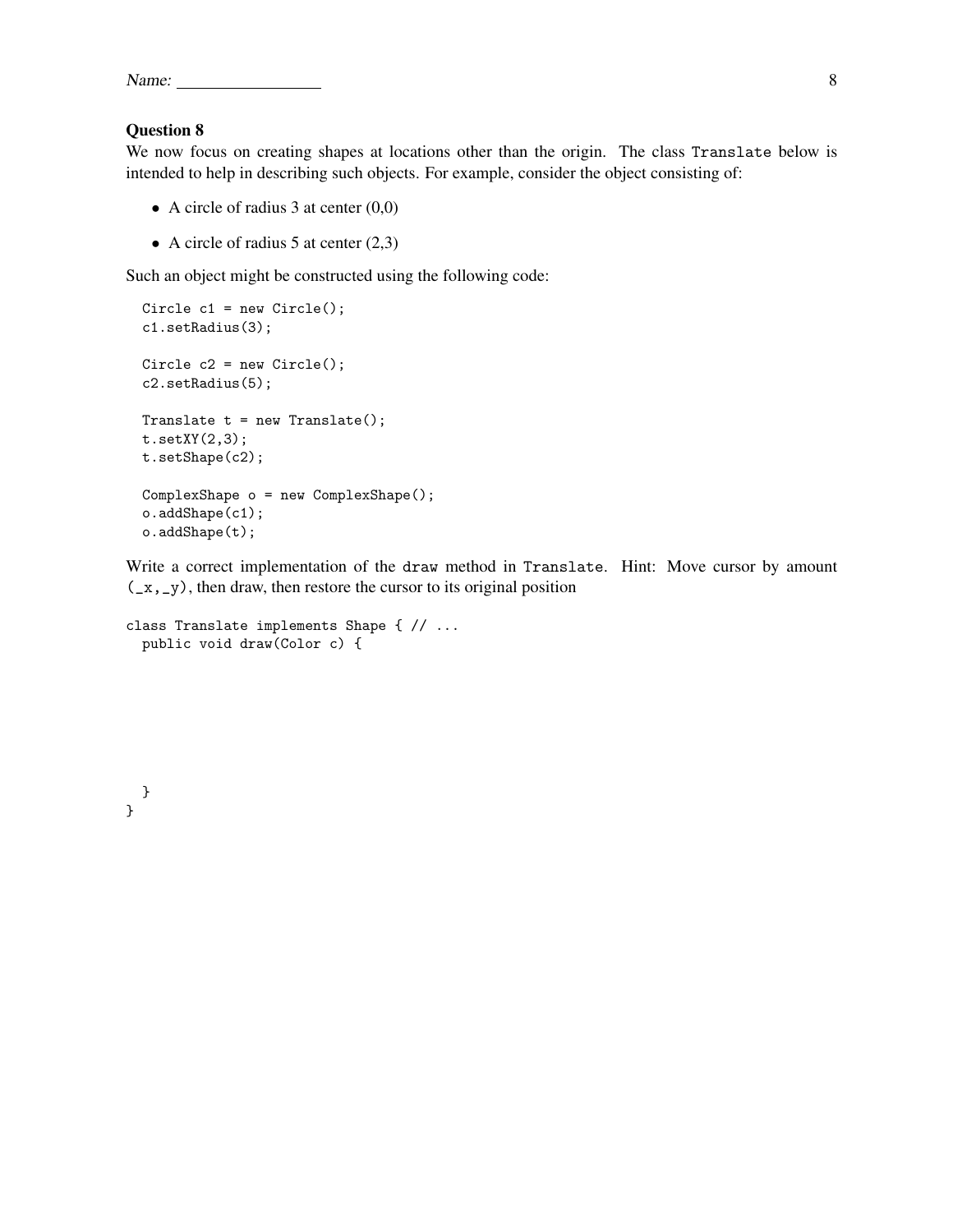**Question 8**

We now focus on creating shapes at locations other than the origin. The class `Translate` below is intended to help in describing such objects. For example, consider the object consisting of:

- A circle of radius 3 at center (0,0)
- A circle of radius 5 at center (2,3)

Such an object might be constructed using the following code:

```
Circle c1 = new Circle();
c1.setRadius(3);

Circle c2 = new Circle();
c2.setRadius(5);

Translate t = new Translate();
t.setXY(2,3);
t.setShape(c2);

ComplexShape o = new ComplexShape();
o.addShape(c1);
o.addShape(t);
```

Write a correct implementation of the `draw` method in `Translate`. Hint: Move cursor by amount `(_x,_y)`, then draw, then restore the cursor to its original position

```
class Translate implements Shape { // ...
  public void draw(Color c) {







  }
}
```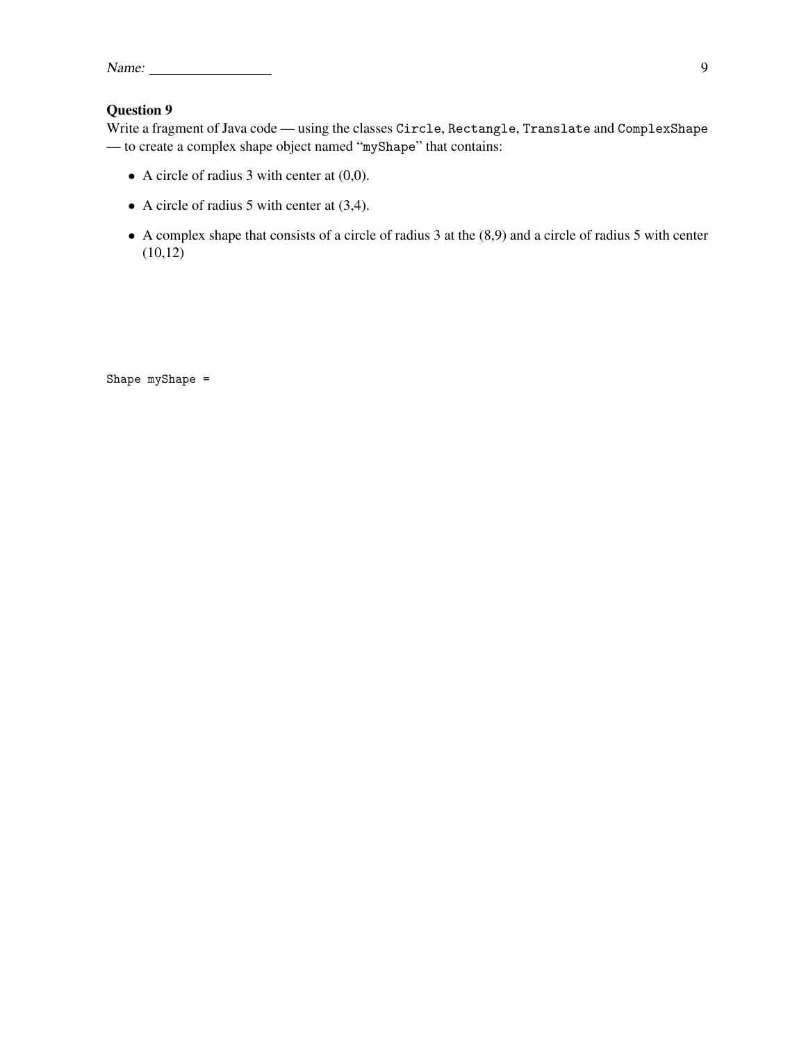### Question 9

Write a fragment of Java code — using the classes `Circle`, `Rectangle`, `Translate` and `ComplexShape` — to create a complex shape object named "`myShape`" that contains:

- A circle of radius 3 with center at (0,0).
- A circle of radius 5 with center at (3,4).
- A complex shape that consists of a circle of radius 3 at the (8,9) and a circle of radius 5 with center (10,12)

```
Shape myShape =
```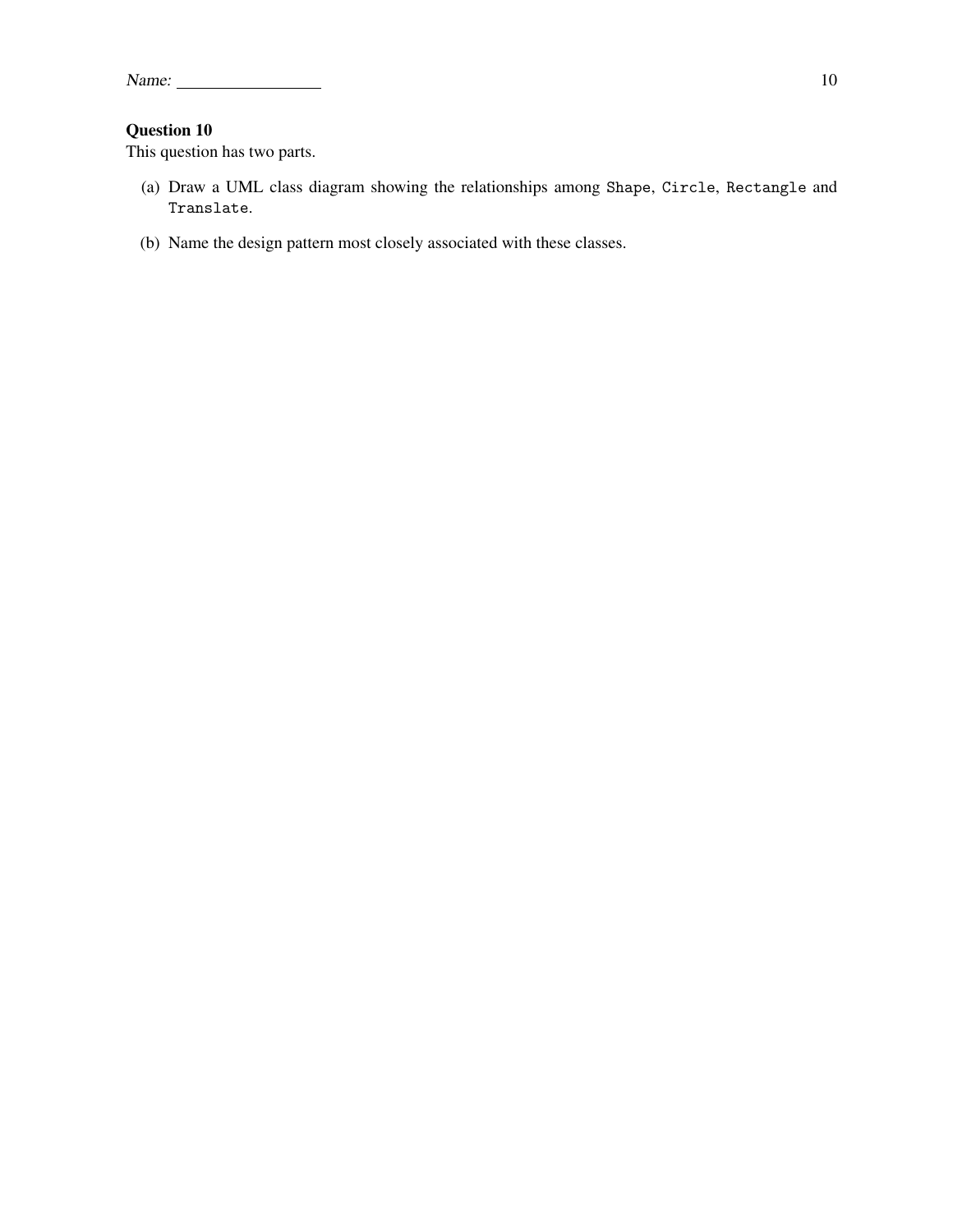Name: ________________

## Question 10

This question has two parts.

(a) Draw a UML class diagram showing the relationships among `Shape`, `Circle`, `Rectangle` and `Translate`.

(b) Name the design pattern most closely associated with these classes.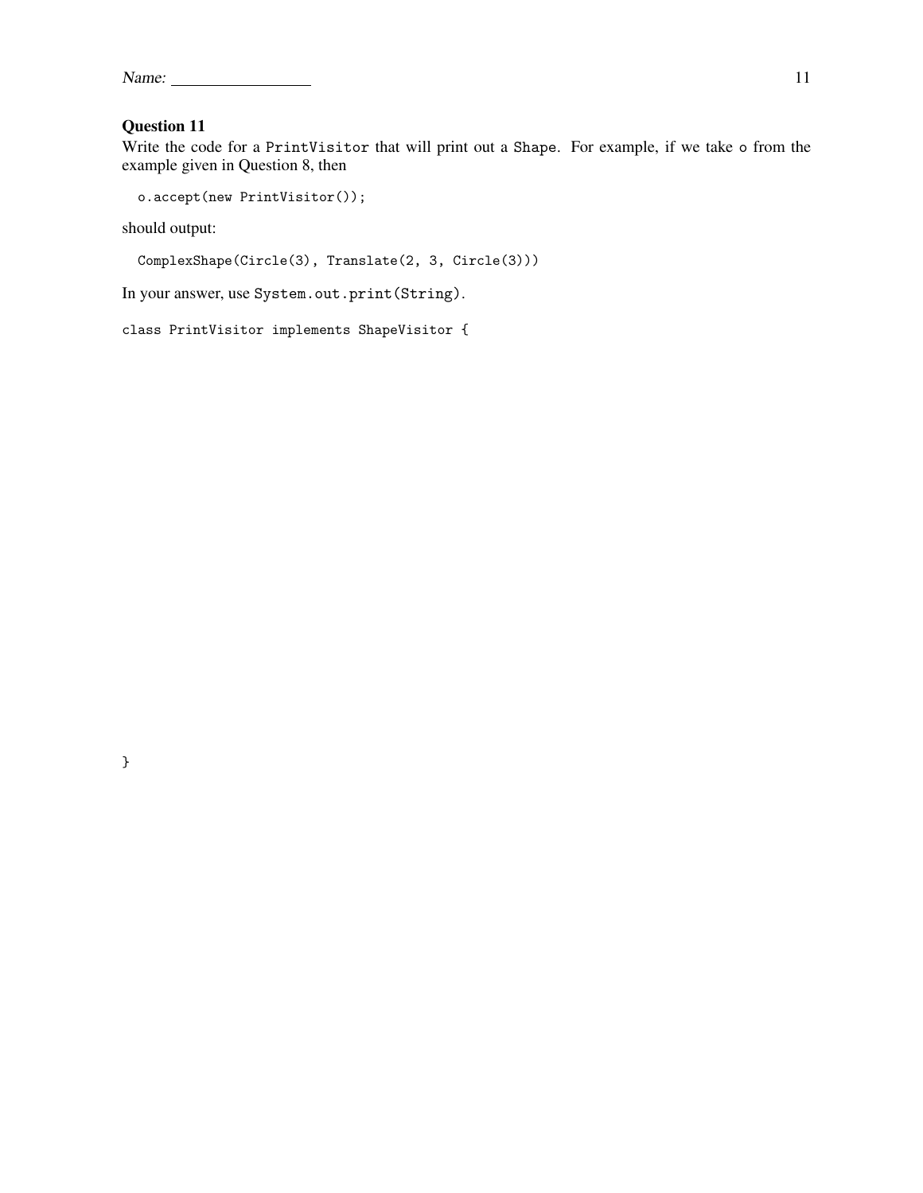### Question 11

Write the code for a `PrintVisitor` that will print out a `Shape`. For example, if we take `o` from the example given in Question 8, then

```
o.accept(new PrintVisitor());
```

should output:

```
ComplexShape(Circle(3), Translate(2, 3, Circle(3)))
```

In your answer, use `System.out.print(String)`.

```
class PrintVisitor implements ShapeVisitor {

}
```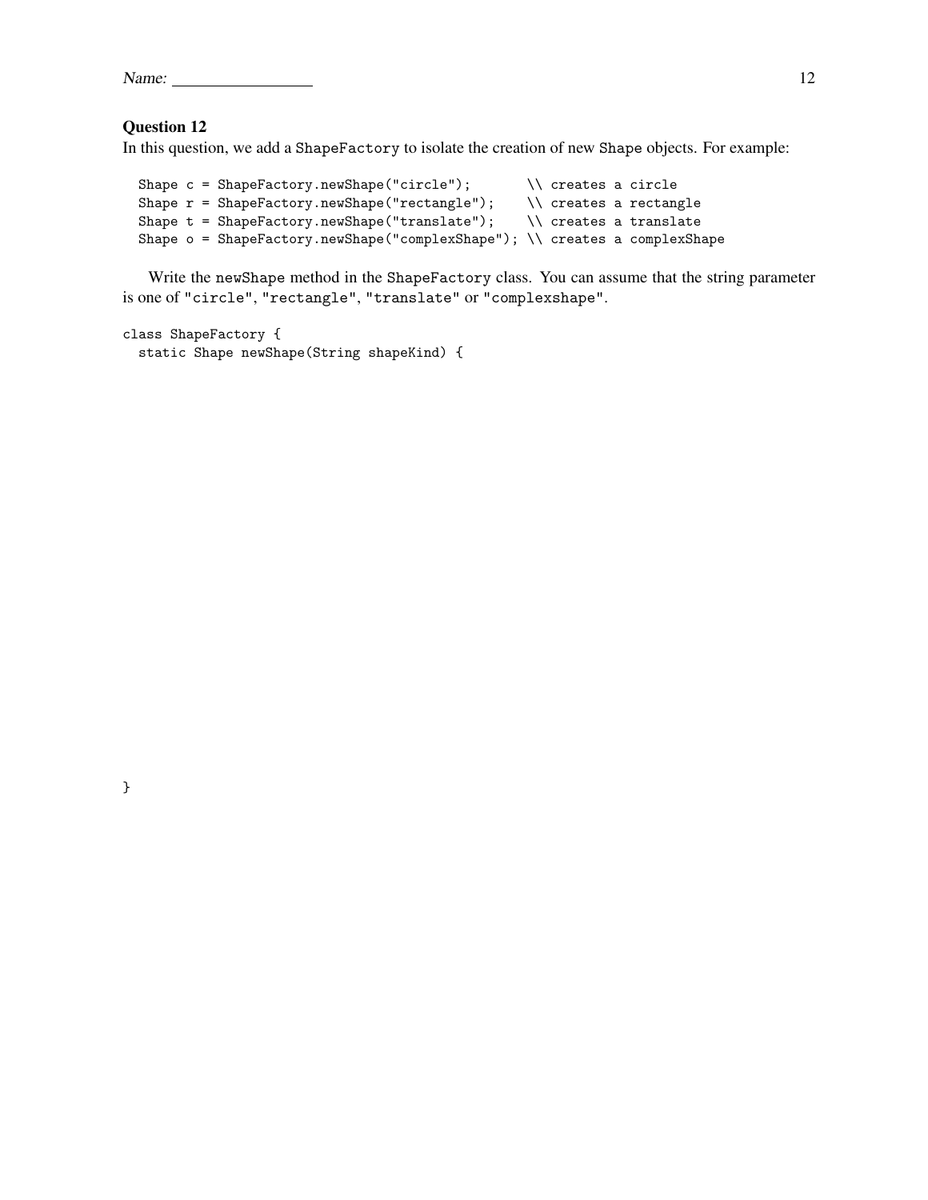Name: ________________

### Question 12

In this question, we add a `ShapeFactory` to isolate the creation of new `Shape` objects. For example:

```
Shape c = ShapeFactory.newShape("circle");       \\ creates a circle
Shape r = ShapeFactory.newShape("rectangle");    \\ creates a rectangle
Shape t = ShapeFactory.newShape("translate");    \\ creates a translate
Shape o = ShapeFactory.newShape("complexShape"); \\ creates a complexShape
```

Write the `newShape` method in the `ShapeFactory` class. You can assume that the string parameter is one of `"circle"`, `"rectangle"`, `"translate"` or `"complexshape"`.

```
class ShapeFactory {
  static Shape newShape(String shapeKind) {











}
```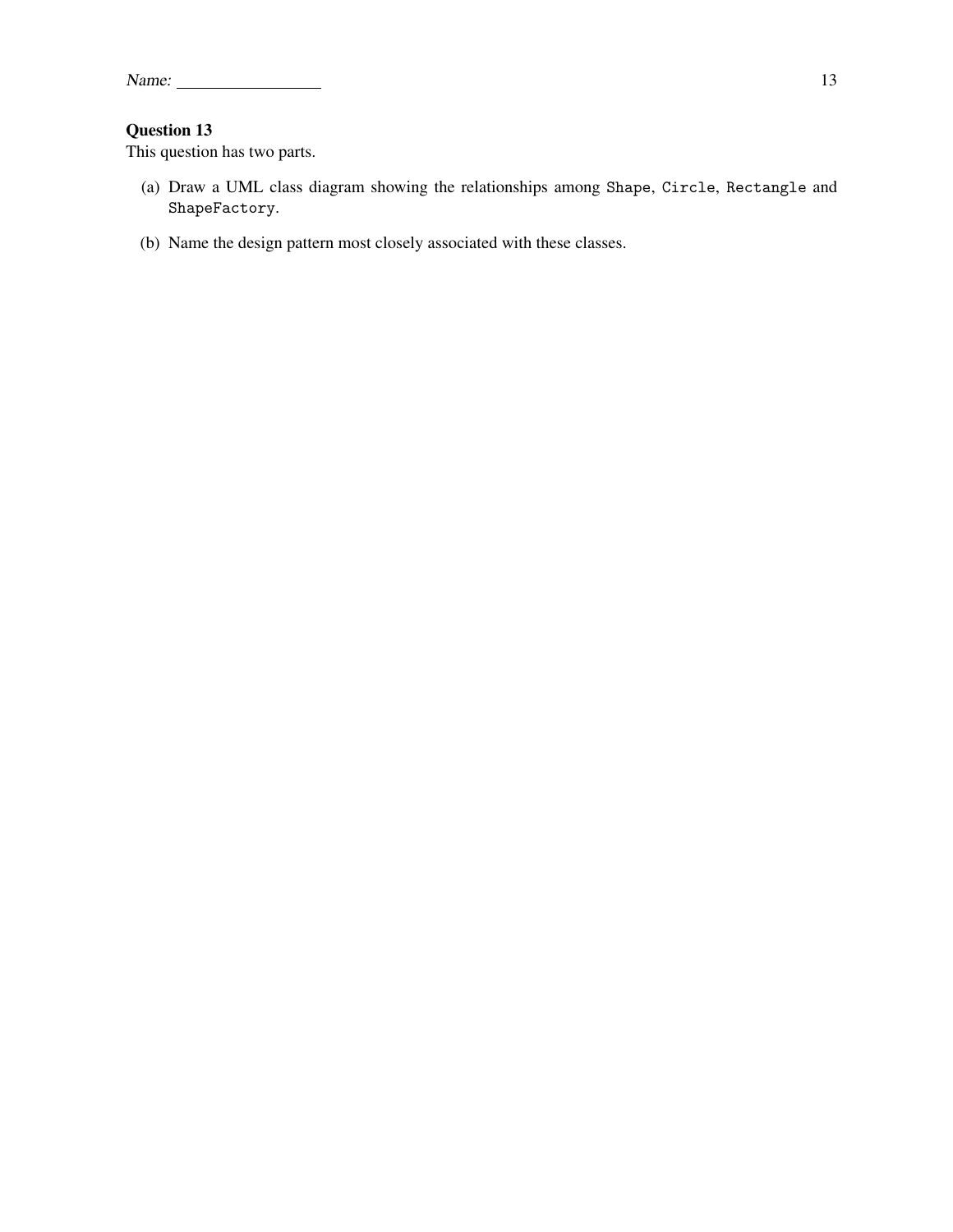Name: ________________

## Question 13

This question has two parts.

(a) Draw a UML class diagram showing the relationships among `Shape`, `Circle`, `Rectangle` and `ShapeFactory`.

(b) Name the design pattern most closely associated with these classes.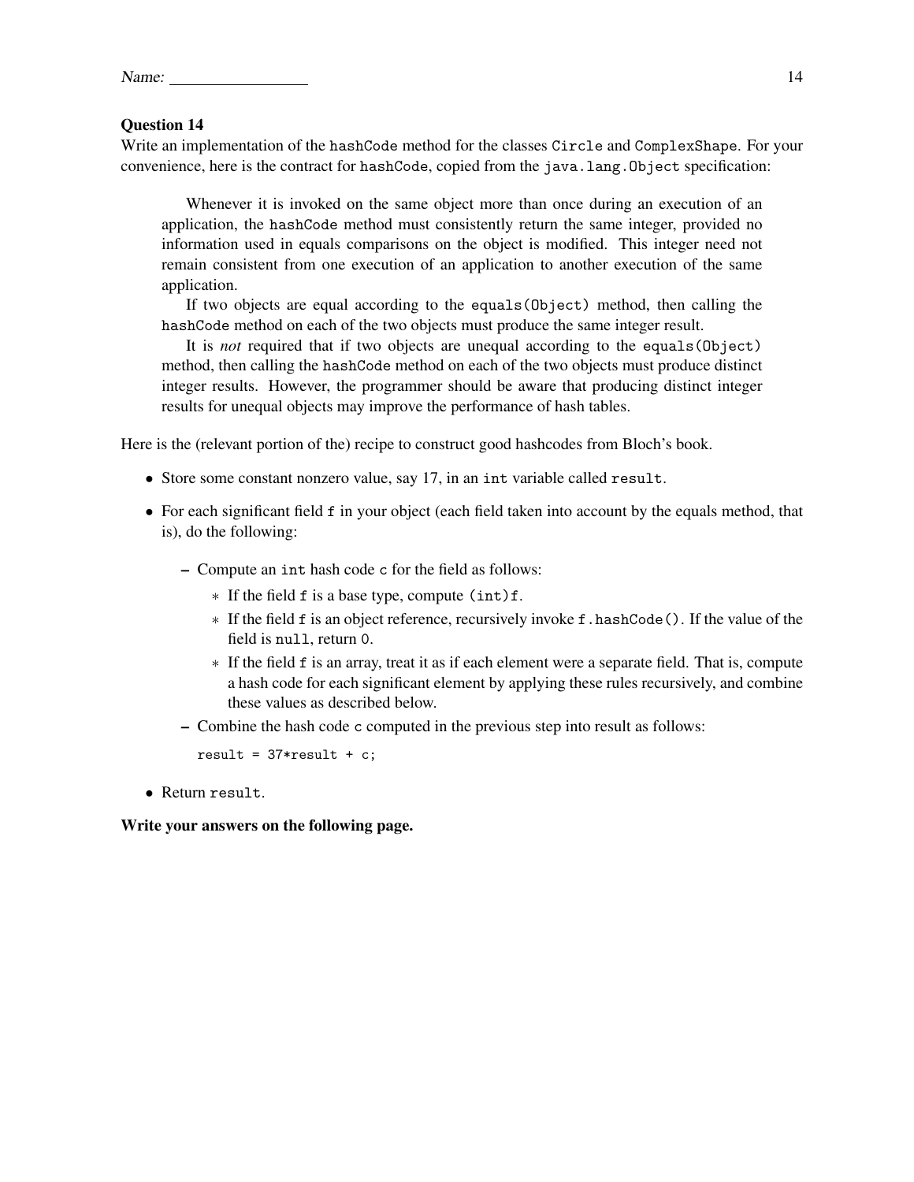Name: ________________

### Question 14

Write an implementation of the `hashCode` method for the classes `Circle` and `ComplexShape`. For your convenience, here is the contract for `hashCode`, copied from the `java.lang.Object` specification:

> Whenever it is invoked on the same object more than once during an execution of an application, the `hashCode` method must consistently return the same integer, provided no information used in equals comparisons on the object is modified. This integer need not remain consistent from one execution of an application to another execution of the same application.
>
> If two objects are equal according to the `equals(Object)` method, then calling the `hashCode` method on each of the two objects must produce the same integer result.
>
> It is *not* required that if two objects are unequal according to the `equals(Object)` method, then calling the `hashCode` method on each of the two objects must produce distinct integer results. However, the programmer should be aware that producing distinct integer results for unequal objects may improve the performance of hash tables.

Here is the (relevant portion of the) recipe to construct good hashcodes from Bloch's book.

- Store some constant nonzero value, say 17, in an `int` variable called `result`.
- For each significant field `f` in your object (each field taken into account by the equals method, that is), do the following:
  - Compute an `int` hash code `c` for the field as follows:
    - If the field `f` is a base type, compute `(int)f`.
    - If the field `f` is an object reference, recursively invoke `f.hashCode()`. If the value of the field is `null`, return `0`.
    - If the field `f` is an array, treat it as if each element were a separate field. That is, compute a hash code for each significant element by applying these rules recursively, and combine these values as described below.
  - Combine the hash code `c` computed in the previous step into result as follows:

    ```
    result = 37*result + c;
    ```
- Return `result`.

**Write your answers on the following page.**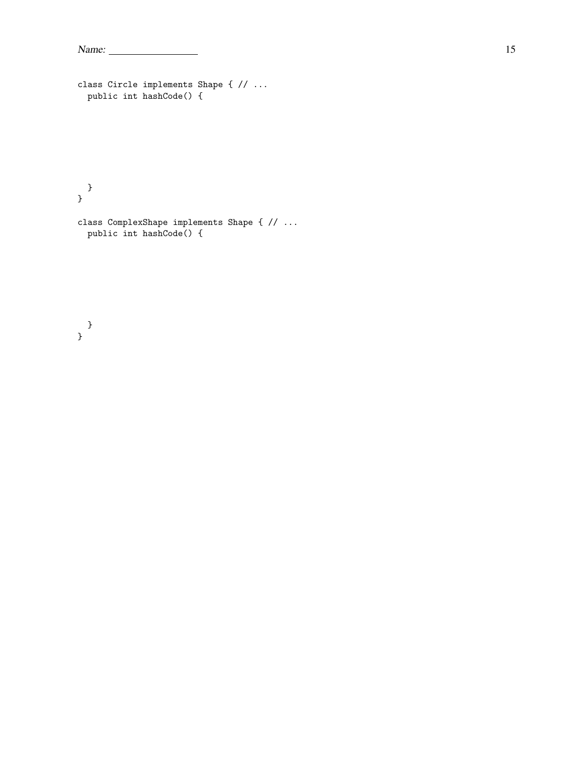```
class Circle implements Shape { // ...
  public int hashCode() {







  }
}

class ComplexShape implements Shape { // ...
  public int hashCode() {







  }
}
```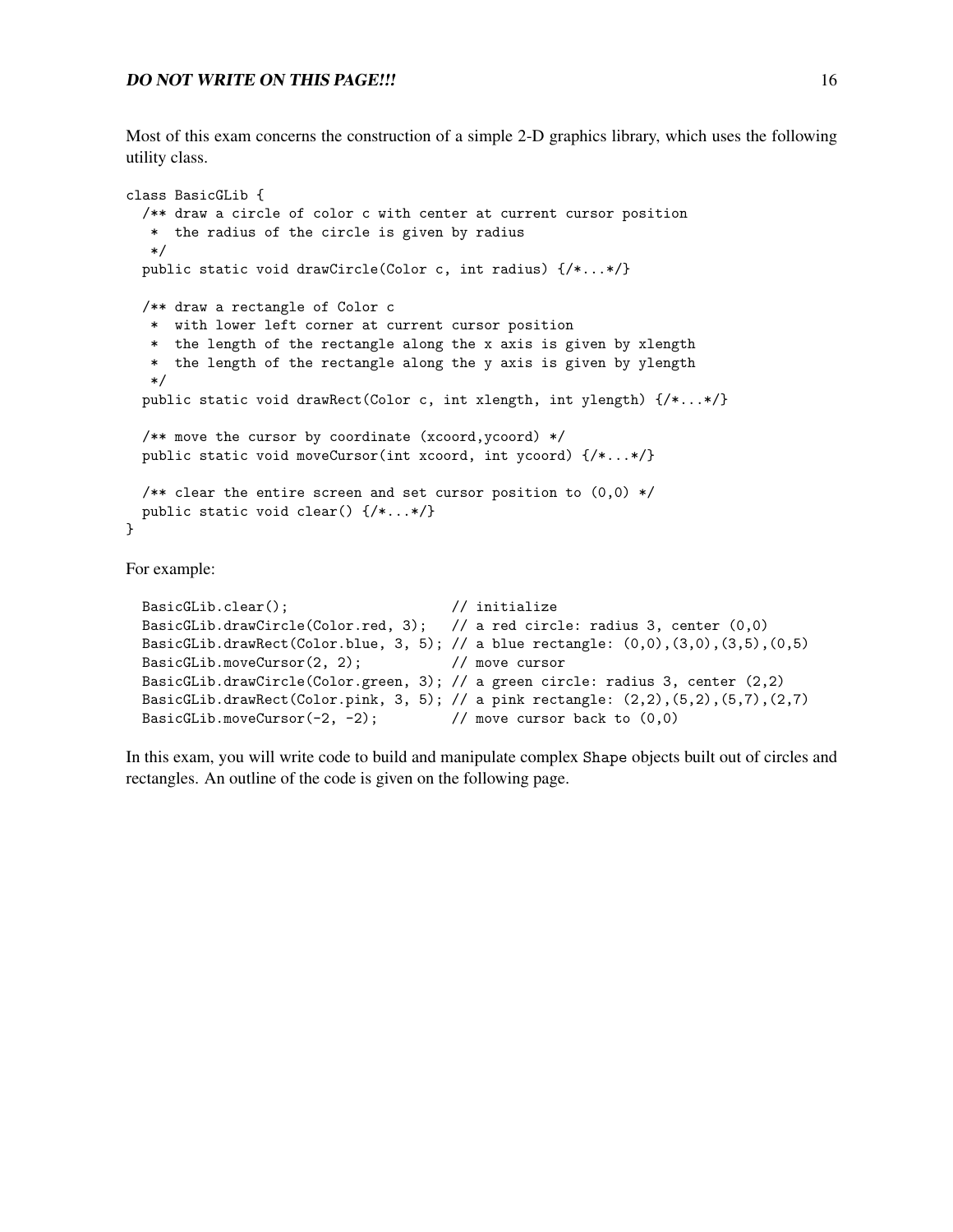***DO NOT WRITE ON THIS PAGE!!!***

Most of this exam concerns the construction of a simple 2-D graphics library, which uses the following utility class.

```
class BasicGLib {
  /** draw a circle of color c with center at current cursor position
   *  the radius of the circle is given by radius
   */
  public static void drawCircle(Color c, int radius) {/*...*/}

  /** draw a rectangle of Color c
   *  with lower left corner at current cursor position
   *  the length of the rectangle along the x axis is given by xlength
   *  the length of the rectangle along the y axis is given by ylength
   */
  public static void drawRect(Color c, int xlength, int ylength) {/*...*/}

  /** move the cursor by coordinate (xcoord,ycoord) */
  public static void moveCursor(int xcoord, int ycoord) {/*...*/}

  /** clear the entire screen and set cursor position to (0,0) */
  public static void clear() {/*...*/}
}
```

For example:

```
  BasicGLib.clear();                    // initialize
  BasicGLib.drawCircle(Color.red, 3);   // a red circle: radius 3, center (0,0)
  BasicGLib.drawRect(Color.blue, 3, 5); // a blue rectangle: (0,0),(3,0),(3,5),(0,5)
  BasicGLib.moveCursor(2, 2);           // move cursor
  BasicGLib.drawCircle(Color.green, 3); // a green circle: radius 3, center (2,2)
  BasicGLib.drawRect(Color.pink, 3, 5); // a pink rectangle: (2,2),(5,2),(5,7),(2,7)
  BasicGLib.moveCursor(-2, -2);         // move cursor back to (0,0)
```

In this exam, you will write code to build and manipulate complex `Shape` objects built out of circles and rectangles. An outline of the code is given on the following page.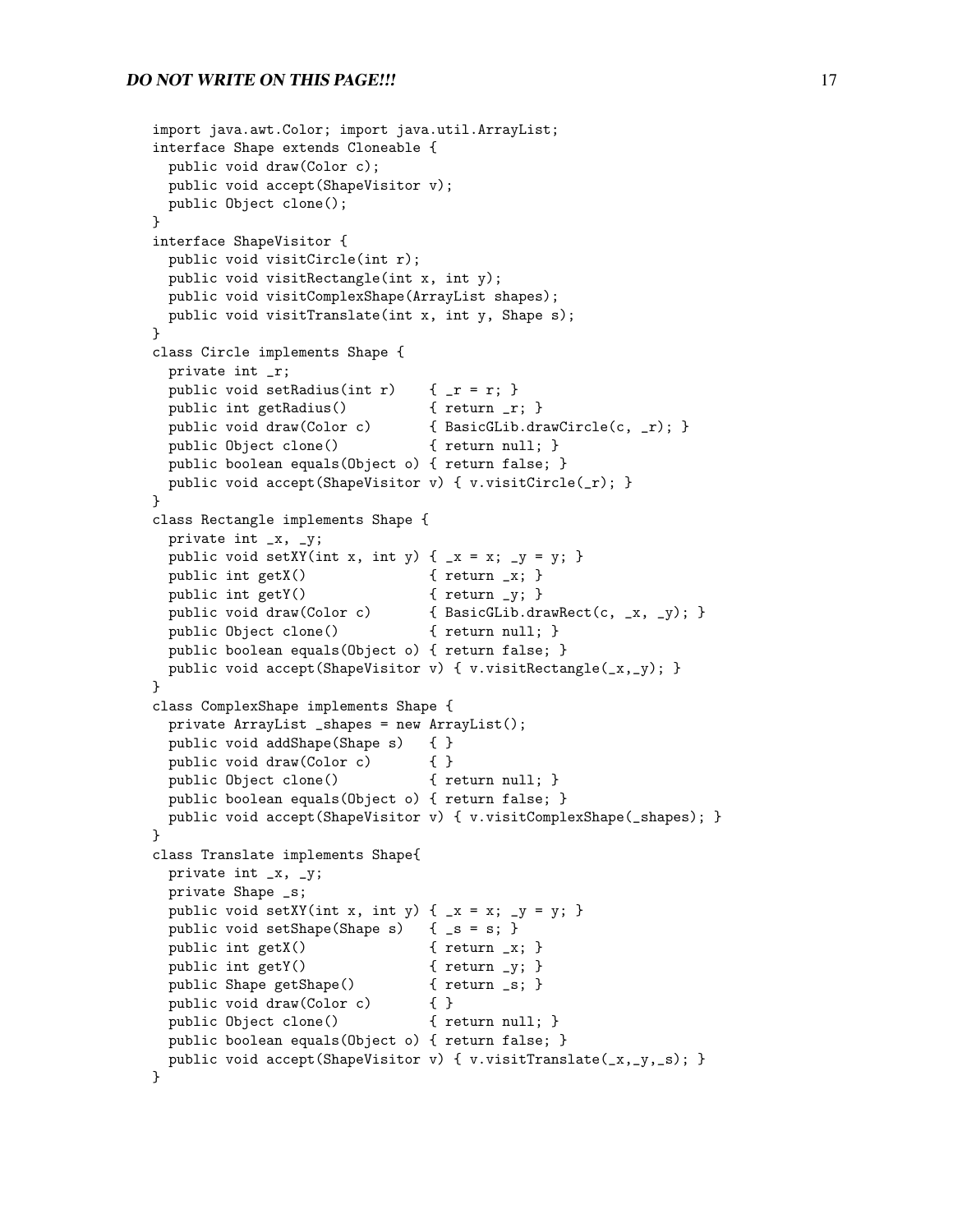**DO NOT WRITE ON THIS PAGE!!!**

```java
import java.awt.Color; import java.util.ArrayList;
interface Shape extends Cloneable {
  public void draw(Color c);
  public void accept(ShapeVisitor v);
  public Object clone();
}
interface ShapeVisitor {
  public void visitCircle(int r);
  public void visitRectangle(int x, int y);
  public void visitComplexShape(ArrayList shapes);
  public void visitTranslate(int x, int y, Shape s);
}
class Circle implements Shape {
  private int _r;
  public void setRadius(int r)    { _r = r; }
  public int getRadius()          { return _r; }
  public void draw(Color c)       { BasicGLib.drawCircle(c, _r); }
  public Object clone()           { return null; }
  public boolean equals(Object o) { return false; }
  public void accept(ShapeVisitor v) { v.visitCircle(_r); }
}
class Rectangle implements Shape {
  private int _x, _y;
  public void setXY(int x, int y) { _x = x; _y = y; }
  public int getX()               { return _x; }
  public int getY()               { return _y; }
  public void draw(Color c)       { BasicGLib.drawRect(c, _x, _y); }
  public Object clone()           { return null; }
  public boolean equals(Object o) { return false; }
  public void accept(ShapeVisitor v) { v.visitRectangle(_x,_y); }
}
class ComplexShape implements Shape {
  private ArrayList _shapes = new ArrayList();
  public void addShape(Shape s)   { }
  public void draw(Color c)       { }
  public Object clone()           { return null; }
  public boolean equals(Object o) { return false; }
  public void accept(ShapeVisitor v) { v.visitComplexShape(_shapes); }
}
class Translate implements Shape{
  private int _x, _y;
  private Shape _s;
  public void setXY(int x, int y) { _x = x; _y = y; }
  public void setShape(Shape s)   { _s = s; }
  public int getX()               { return _x; }
  public int getY()               { return _y; }
  public Shape getShape()         { return _s; }
  public void draw(Color c)       { }
  public Object clone()           { return null; }
  public boolean equals(Object o) { return false; }
  public void accept(ShapeVisitor v) { v.visitTranslate(_x,_y,_s); }
}
```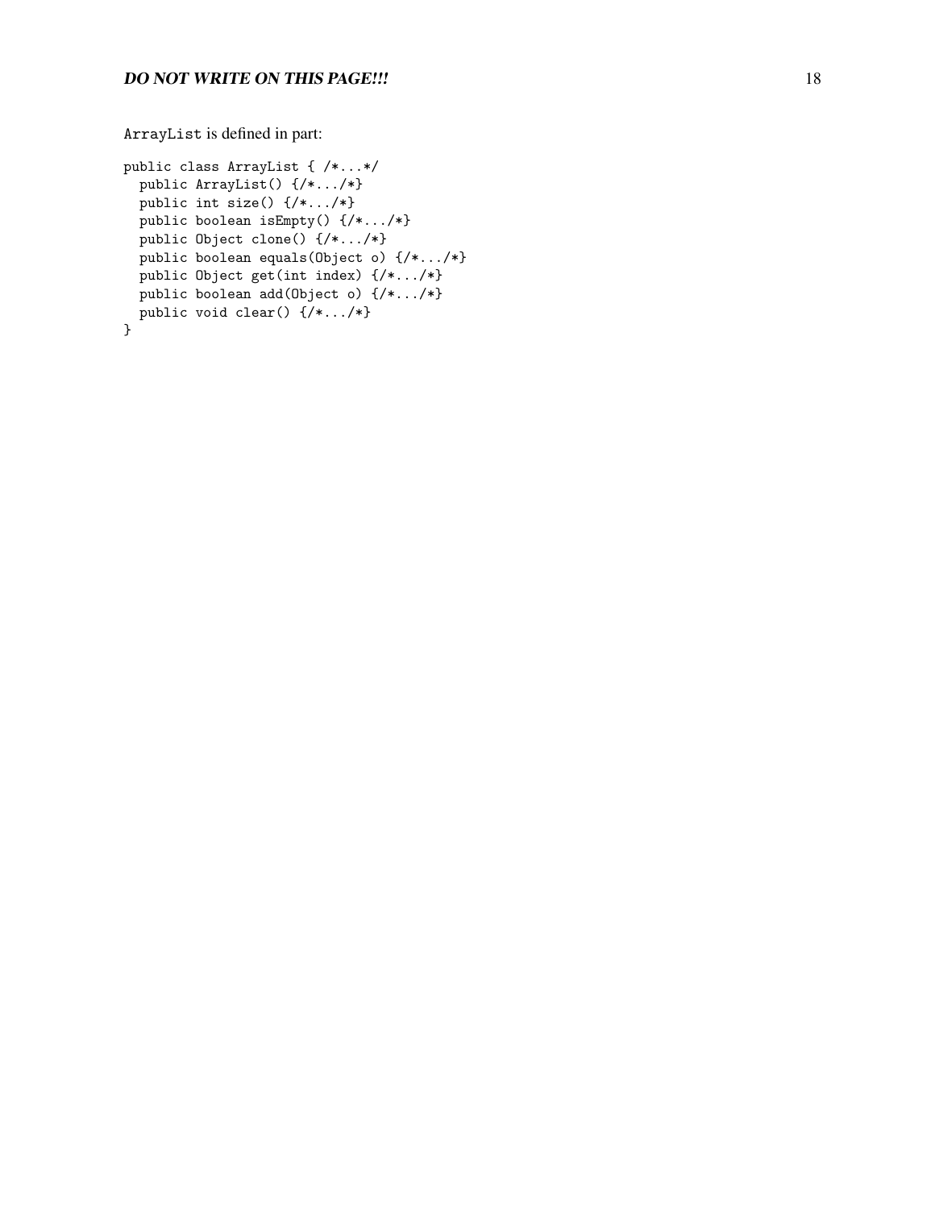*DO NOT WRITE ON THIS PAGE!!!*

`ArrayList` is defined in part:

```
public class ArrayList { /*...*/
  public ArrayList() {/*.../*}
  public int size() {/*.../*}
  public boolean isEmpty() {/*.../*}
  public Object clone() {/*.../*}
  public boolean equals(Object o) {/*.../*}
  public Object get(int index) {/*.../*}
  public boolean add(Object o) {/*.../*}
  public void clear() {/*.../*}
}
```